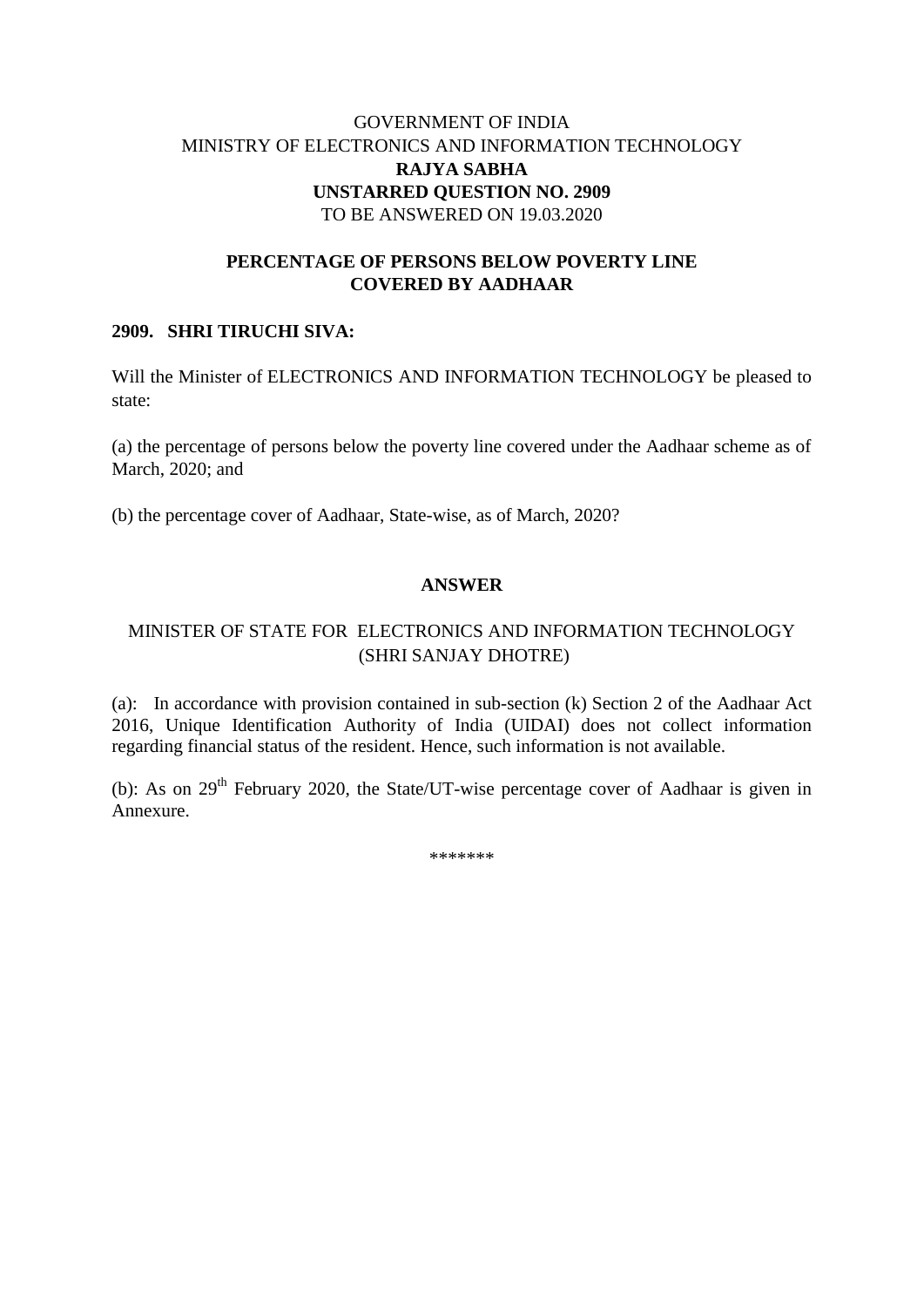GOVERNMENT OF INDIA
MINISTRY OF ELECTRONICS AND INFORMATION TECHNOLOGY
**RAJYA SABHA**
**UNSTARRED QUESTION NO. 2909**
TO BE ANSWERED ON 19.03.2020

**PERCENTAGE OF PERSONS BELOW POVERTY LINE COVERED BY AADHAAR**

**2909. SHRI TIRUCHI SIVA:**

Will the Minister of ELECTRONICS AND INFORMATION TECHNOLOGY be pleased to state:

(a) the percentage of persons below the poverty line covered under the Aadhaar scheme as of March, 2020; and

(b) the percentage cover of Aadhaar, State-wise, as of March, 2020?

**ANSWER**

MINISTER OF STATE FOR ELECTRONICS AND INFORMATION TECHNOLOGY
(SHRI SANJAY DHOTRE)

(a): In accordance with provision contained in sub-section (k) Section 2 of the Aadhaar Act 2016, Unique Identification Authority of India (UIDAI) does not collect information regarding financial status of the resident. Hence, such information is not available.

(b): As on 29th February 2020, the State/UT-wise percentage cover of Aadhaar is given in Annexure.

*******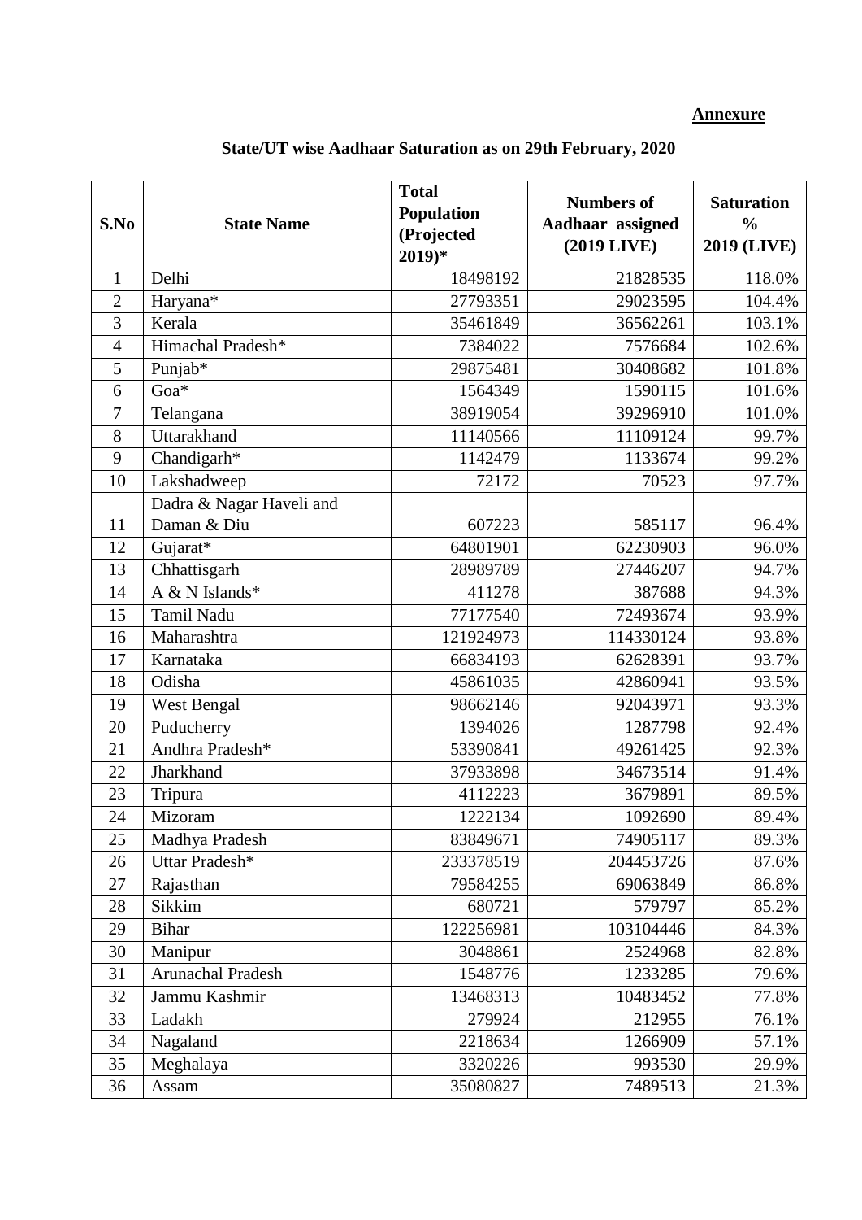**Annexure**

**State/UT wise Aadhaar Saturation as on 29th February, 2020**

| S.No | State Name | Total Population (Projected 2019)* | Numbers of Aadhaar assigned (2019 LIVE) | Saturation % 2019 (LIVE) |
|---|---|---|---|---|
| 1 | Delhi | 18498192 | 21828535 | 118.0% |
| 2 | Haryana* | 27793351 | 29023595 | 104.4% |
| 3 | Kerala | 35461849 | 36562261 | 103.1% |
| 4 | Himachal Pradesh* | 7384022 | 7576684 | 102.6% |
| 5 | Punjab* | 29875481 | 30408682 | 101.8% |
| 6 | Goa* | 1564349 | 1590115 | 101.6% |
| 7 | Telangana | 38919054 | 39296910 | 101.0% |
| 8 | Uttarakhand | 11140566 | 11109124 | 99.7% |
| 9 | Chandigarh* | 1142479 | 1133674 | 99.2% |
| 10 | Lakshadweep | 72172 | 70523 | 97.7% |
| 11 | Dadra & Nagar Haveli and Daman & Diu | 607223 | 585117 | 96.4% |
| 12 | Gujarat* | 64801901 | 62230903 | 96.0% |
| 13 | Chhattisgarh | 28989789 | 27446207 | 94.7% |
| 14 | A & N Islands* | 411278 | 387688 | 94.3% |
| 15 | Tamil Nadu | 77177540 | 72493674 | 93.9% |
| 16 | Maharashtra | 121924973 | 114330124 | 93.8% |
| 17 | Karnataka | 66834193 | 62628391 | 93.7% |
| 18 | Odisha | 45861035 | 42860941 | 93.5% |
| 19 | West Bengal | 98662146 | 92043971 | 93.3% |
| 20 | Puducherry | 1394026 | 1287798 | 92.4% |
| 21 | Andhra Pradesh* | 53390841 | 49261425 | 92.3% |
| 22 | Jharkhand | 37933898 | 34673514 | 91.4% |
| 23 | Tripura | 4112223 | 3679891 | 89.5% |
| 24 | Mizoram | 1222134 | 1092690 | 89.4% |
| 25 | Madhya Pradesh | 83849671 | 74905117 | 89.3% |
| 26 | Uttar Pradesh* | 233378519 | 204453726 | 87.6% |
| 27 | Rajasthan | 79584255 | 69063849 | 86.8% |
| 28 | Sikkim | 680721 | 579797 | 85.2% |
| 29 | Bihar | 122256981 | 103104446 | 84.3% |
| 30 | Manipur | 3048861 | 2524968 | 82.8% |
| 31 | Arunachal Pradesh | 1548776 | 1233285 | 79.6% |
| 32 | Jammu Kashmir | 13468313 | 10483452 | 77.8% |
| 33 | Ladakh | 279924 | 212955 | 76.1% |
| 34 | Nagaland | 2218634 | 1266909 | 57.1% |
| 35 | Meghalaya | 3320226 | 993530 | 29.9% |
| 36 | Assam | 35080827 | 7489513 | 21.3% |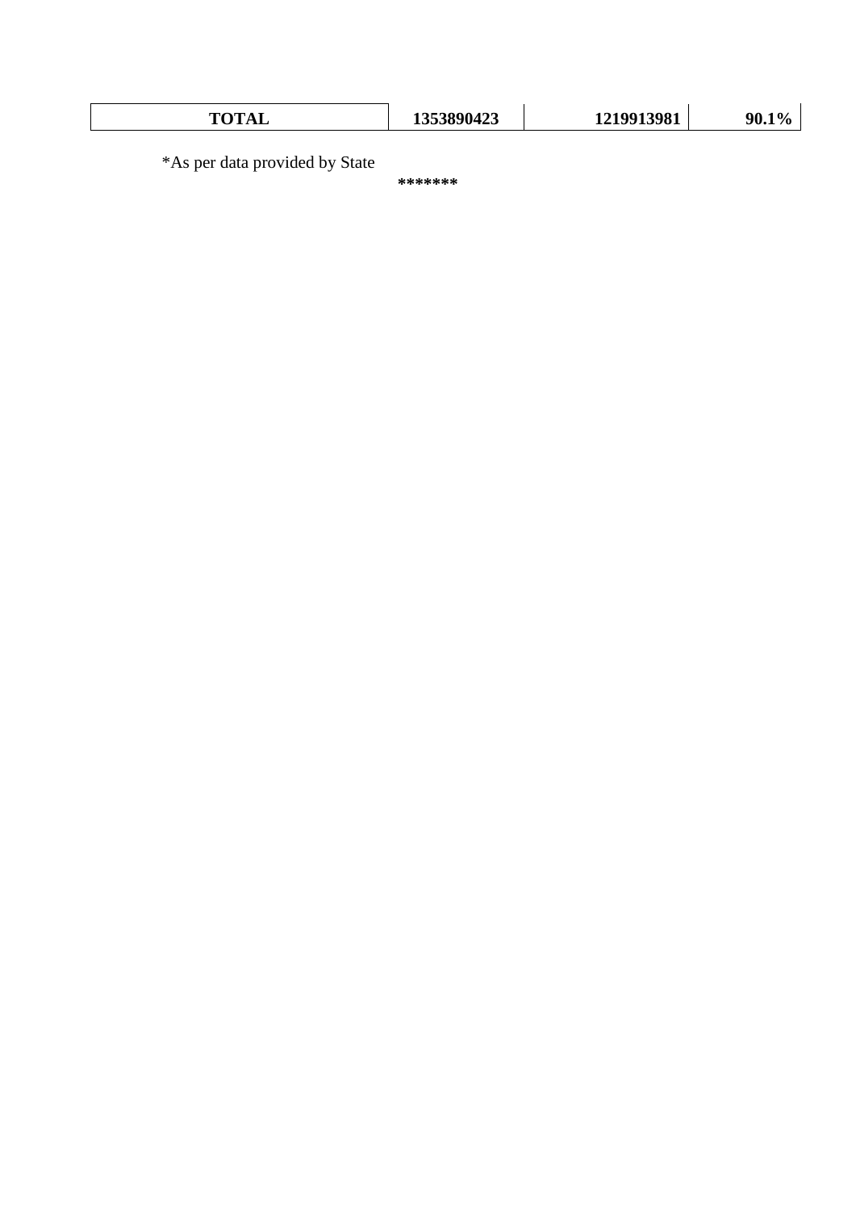| | | | |
|---|---|---|---|
| **TOTAL** | **1353890423** | **1219913981** | **90.1%** |

*As per data provided by State

*******